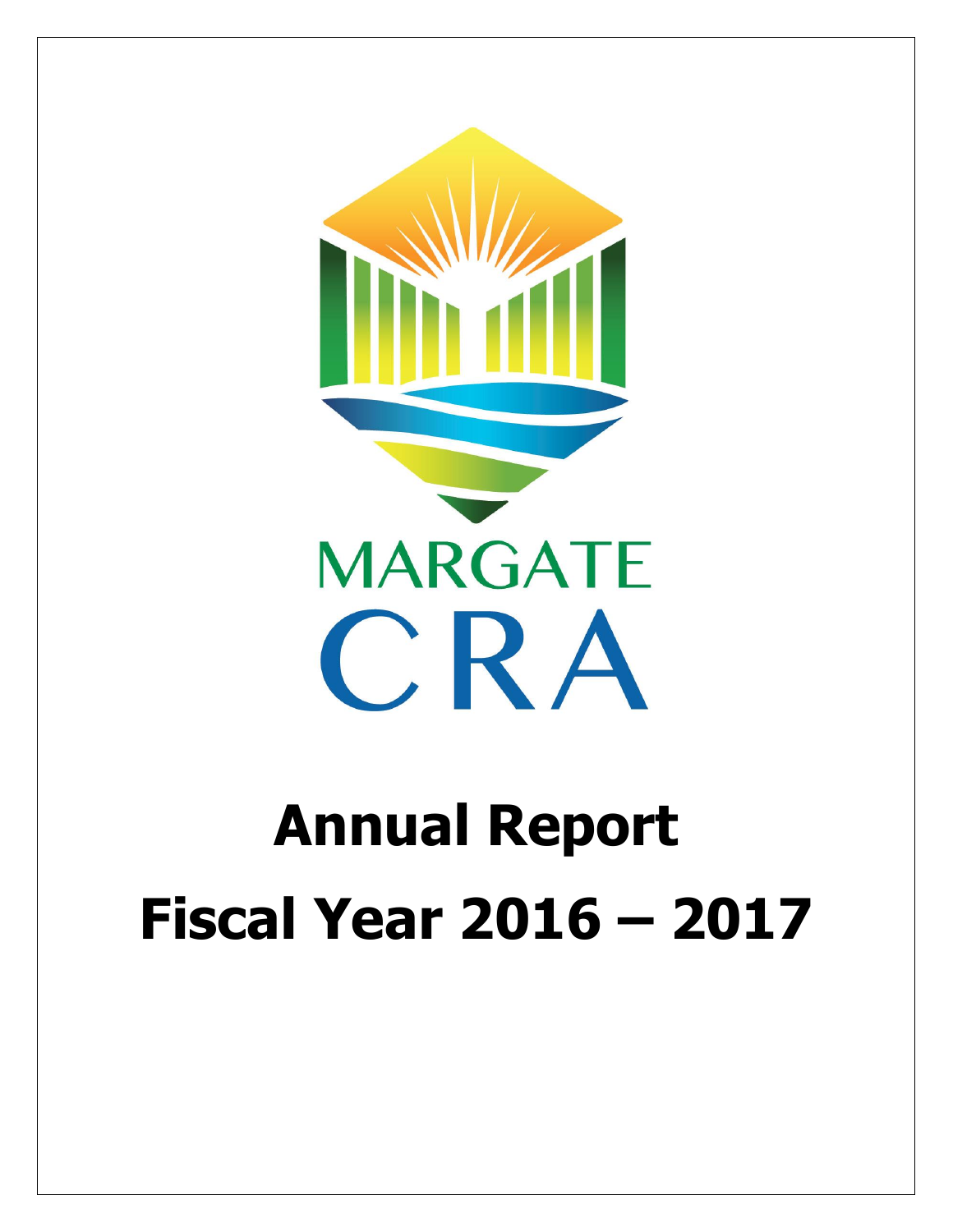MARGATE
CRA

# Annual Report

# Fiscal Year 2016 – 2017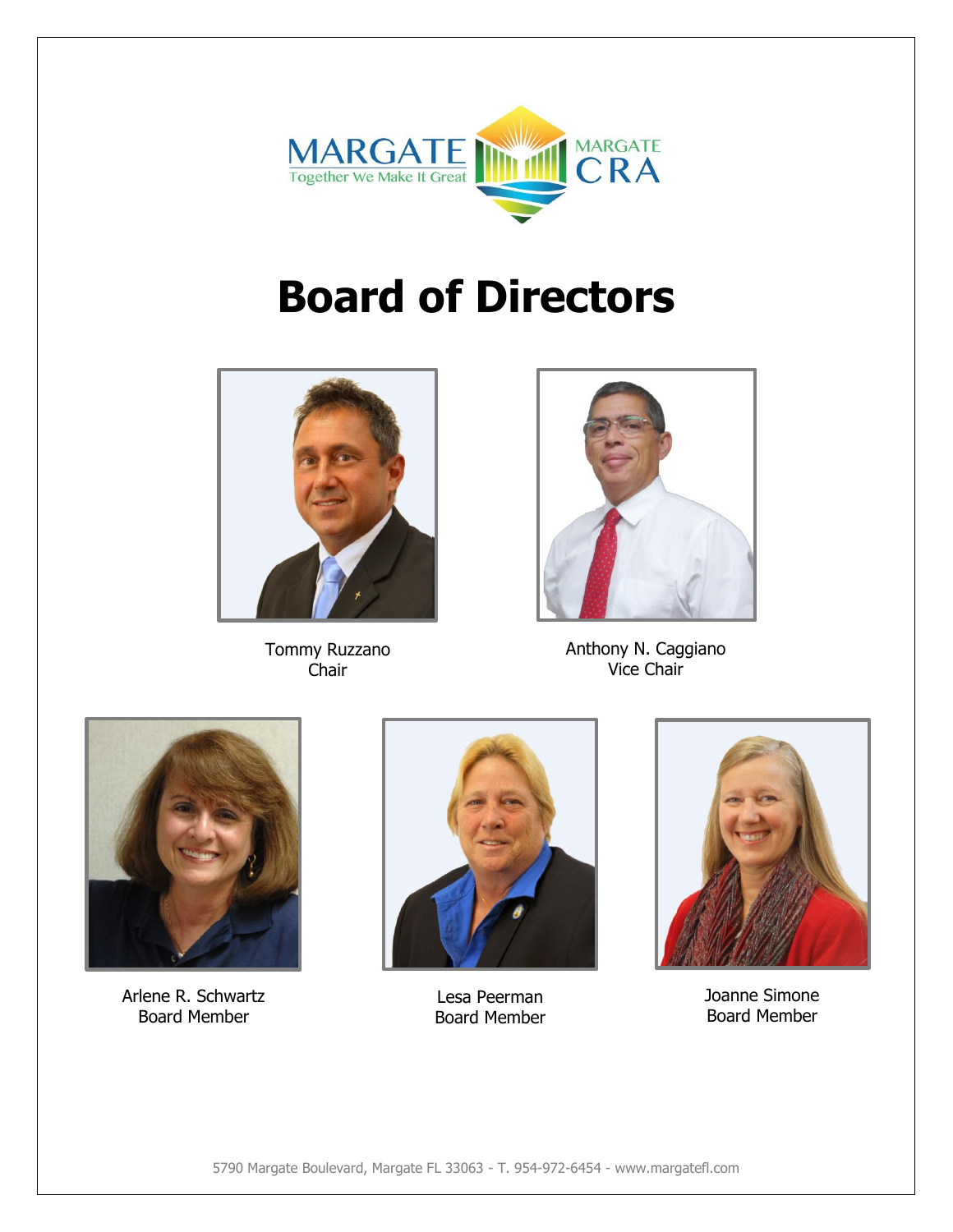# Board of Directors

Tommy Ruzzano
Chair

Anthony N. Caggiano
Vice Chair

Arlene R. Schwartz
Board Member

Lesa Peerman
Board Member

Joanne Simone
Board Member

5790 Margate Boulevard, Margate FL 33063 - T. 954-972-6454 - www.margatefl.com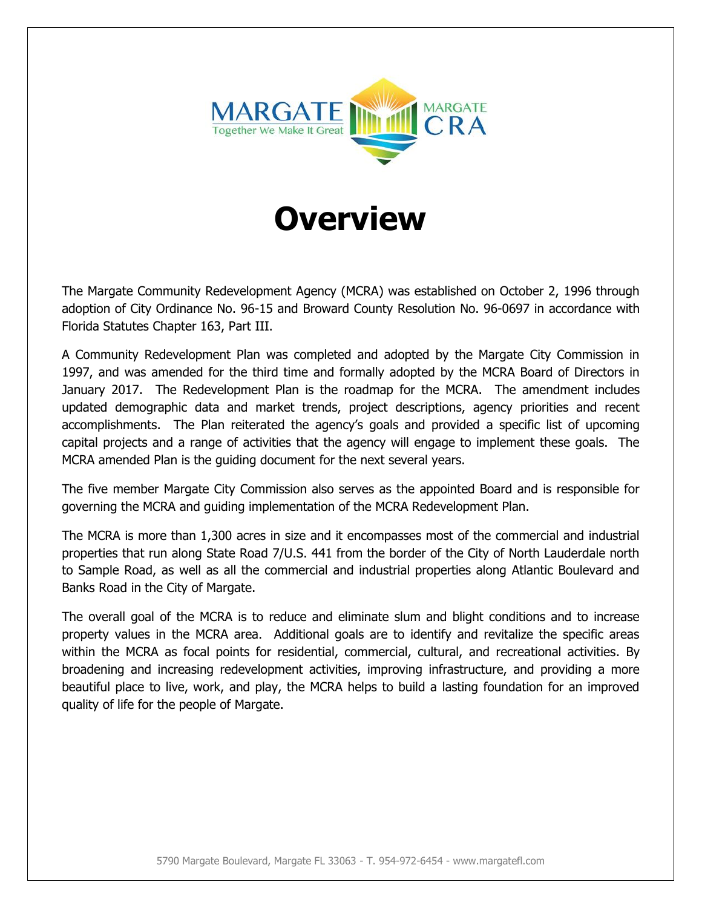# Overview

The Margate Community Redevelopment Agency (MCRA) was established on October 2, 1996 through adoption of City Ordinance No. 96-15 and Broward County Resolution No. 96-0697 in accordance with Florida Statutes Chapter 163, Part III.

A Community Redevelopment Plan was completed and adopted by the Margate City Commission in 1997, and was amended for the third time and formally adopted by the MCRA Board of Directors in January 2017. The Redevelopment Plan is the roadmap for the MCRA. The amendment includes updated demographic data and market trends, project descriptions, agency priorities and recent accomplishments. The Plan reiterated the agency's goals and provided a specific list of upcoming capital projects and a range of activities that the agency will engage to implement these goals. The MCRA amended Plan is the guiding document for the next several years.

The five member Margate City Commission also serves as the appointed Board and is responsible for governing the MCRA and guiding implementation of the MCRA Redevelopment Plan.

The MCRA is more than 1,300 acres in size and it encompasses most of the commercial and industrial properties that run along State Road 7/U.S. 441 from the border of the City of North Lauderdale north to Sample Road, as well as all the commercial and industrial properties along Atlantic Boulevard and Banks Road in the City of Margate.

The overall goal of the MCRA is to reduce and eliminate slum and blight conditions and to increase property values in the MCRA area. Additional goals are to identify and revitalize the specific areas within the MCRA as focal points for residential, commercial, cultural, and recreational activities. By broadening and increasing redevelopment activities, improving infrastructure, and providing a more beautiful place to live, work, and play, the MCRA helps to build a lasting foundation for an improved quality of life for the people of Margate.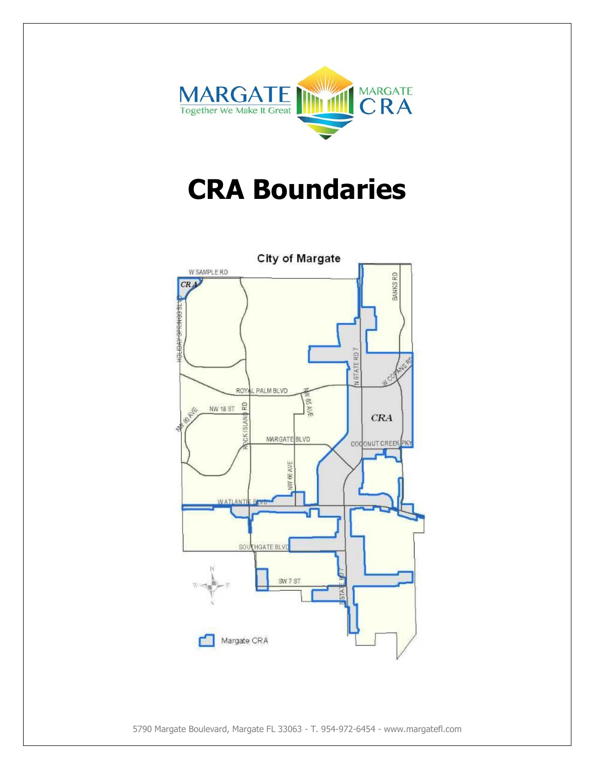# CRA Boundaries

City of Margate

W SAMPLE RD

CRA

HOLIDAY SPRINGS BLVD

BANKS RD

N STATE RD 7

W COPANS RD

ROYAL PALM BLVD

NW 65 AVE

NW 18 ST

NW 80 AVE

ROCK ISLAND RD

CRA

MARGATE BLVD

COCONUT CREEK PKY

NW 66 AVE

W ATLANTIC BLVD

SOUTHGATE BLVD

SW 7 ST

S STATE RD 7

Margate CRA

5790 Margate Boulevard, Margate FL 33063 - T. 954-972-6454 - www.margatefl.com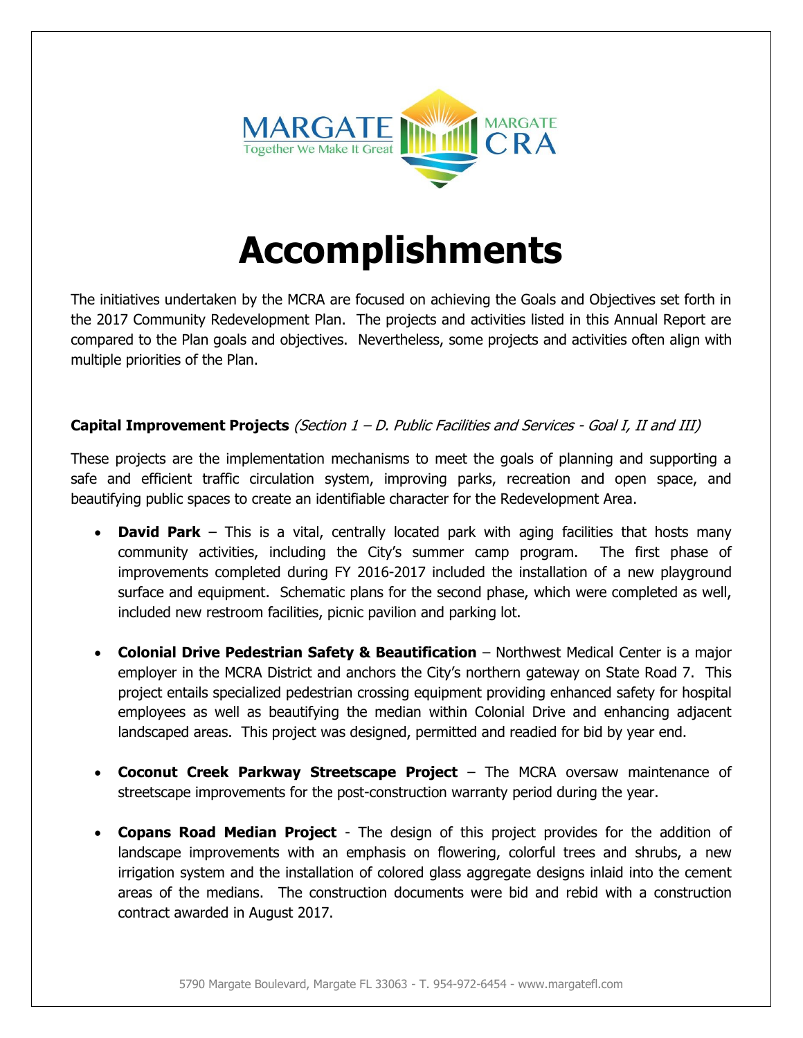# Accomplishments

The initiatives undertaken by the MCRA are focused on achieving the Goals and Objectives set forth in the 2017 Community Redevelopment Plan. The projects and activities listed in this Annual Report are compared to the Plan goals and objectives. Nevertheless, some projects and activities often align with multiple priorities of the Plan.

**Capital Improvement Projects** *(Section 1 – D. Public Facilities and Services - Goal I, II and III)*

These projects are the implementation mechanisms to meet the goals of planning and supporting a safe and efficient traffic circulation system, improving parks, recreation and open space, and beautifying public spaces to create an identifiable character for the Redevelopment Area.

- **David Park** – This is a vital, centrally located park with aging facilities that hosts many community activities, including the City's summer camp program. The first phase of improvements completed during FY 2016-2017 included the installation of a new playground surface and equipment. Schematic plans for the second phase, which were completed as well, included new restroom facilities, picnic pavilion and parking lot.

- **Colonial Drive Pedestrian Safety & Beautification** – Northwest Medical Center is a major employer in the MCRA District and anchors the City's northern gateway on State Road 7. This project entails specialized pedestrian crossing equipment providing enhanced safety for hospital employees as well as beautifying the median within Colonial Drive and enhancing adjacent landscaped areas. This project was designed, permitted and readied for bid by year end.

- **Coconut Creek Parkway Streetscape Project** – The MCRA oversaw maintenance of streetscape improvements for the post-construction warranty period during the year.

- **Copans Road Median Project** - The design of this project provides for the addition of landscape improvements with an emphasis on flowering, colorful trees and shrubs, a new irrigation system and the installation of colored glass aggregate designs inlaid into the cement areas of the medians. The construction documents were bid and rebid with a construction contract awarded in August 2017.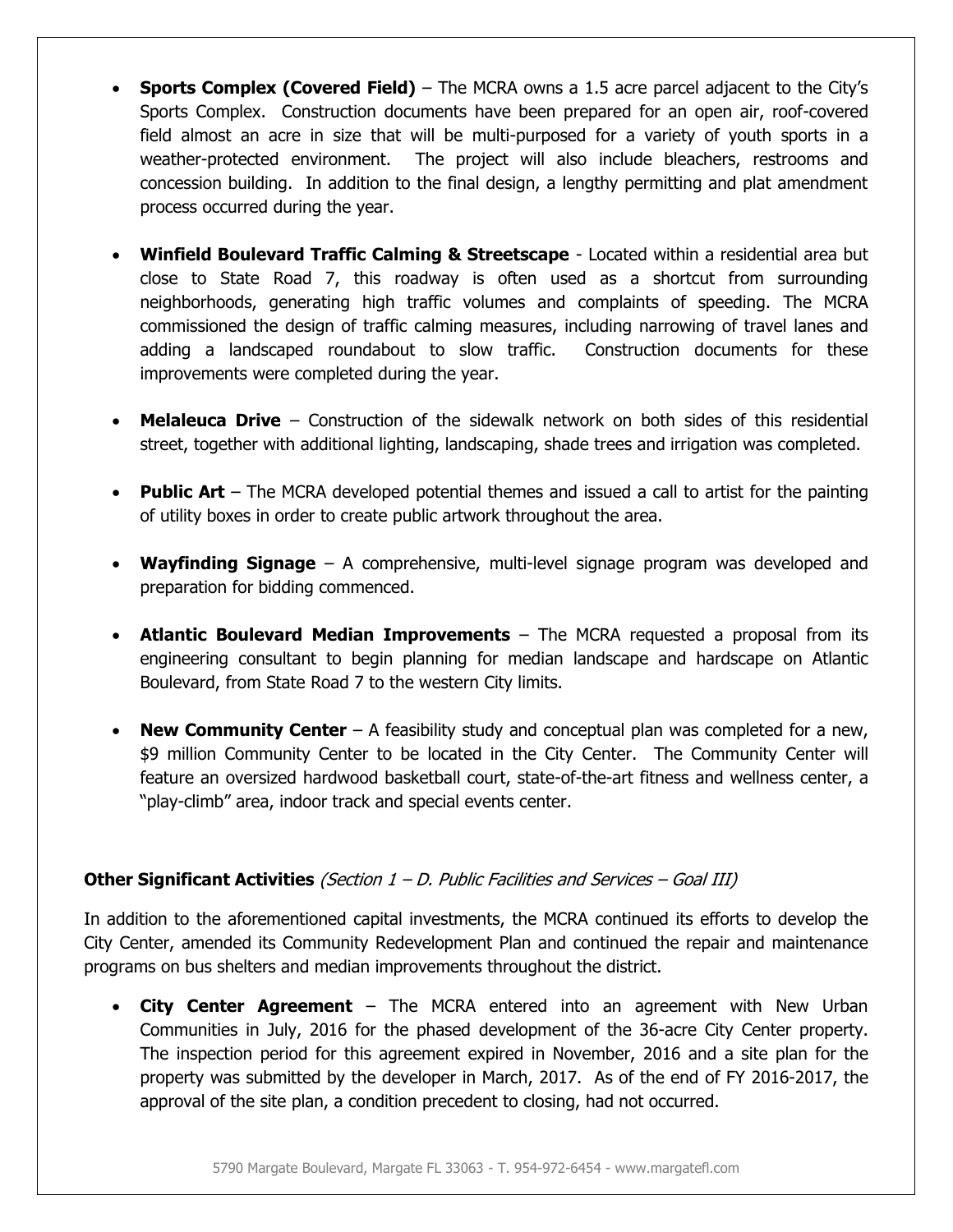- **Sports Complex (Covered Field)** – The MCRA owns a 1.5 acre parcel adjacent to the City's Sports Complex. Construction documents have been prepared for an open air, roof-covered field almost an acre in size that will be multi-purposed for a variety of youth sports in a weather-protected environment. The project will also include bleachers, restrooms and concession building. In addition to the final design, a lengthy permitting and plat amendment process occurred during the year.

- **Winfield Boulevard Traffic Calming & Streetscape** - Located within a residential area but close to State Road 7, this roadway is often used as a shortcut from surrounding neighborhoods, generating high traffic volumes and complaints of speeding. The MCRA commissioned the design of traffic calming measures, including narrowing of travel lanes and adding a landscaped roundabout to slow traffic. Construction documents for these improvements were completed during the year.

- **Melaleuca Drive** – Construction of the sidewalk network on both sides of this residential street, together with additional lighting, landscaping, shade trees and irrigation was completed.

- **Public Art** – The MCRA developed potential themes and issued a call to artist for the painting of utility boxes in order to create public artwork throughout the area.

- **Wayfinding Signage** – A comprehensive, multi-level signage program was developed and preparation for bidding commenced.

- **Atlantic Boulevard Median Improvements** – The MCRA requested a proposal from its engineering consultant to begin planning for median landscape and hardscape on Atlantic Boulevard, from State Road 7 to the western City limits.

- **New Community Center** – A feasibility study and conceptual plan was completed for a new, $9 million Community Center to be located in the City Center. The Community Center will feature an oversized hardwood basketball court, state-of-the-art fitness and wellness center, a "play-climb" area, indoor track and special events center.

**Other Significant Activities** *(Section 1 – D. Public Facilities and Services – Goal III)*

In addition to the aforementioned capital investments, the MCRA continued its efforts to develop the City Center, amended its Community Redevelopment Plan and continued the repair and maintenance programs on bus shelters and median improvements throughout the district.

- **City Center Agreement** – The MCRA entered into an agreement with New Urban Communities in July, 2016 for the phased development of the 36-acre City Center property. The inspection period for this agreement expired in November, 2016 and a site plan for the property was submitted by the developer in March, 2017. As of the end of FY 2016-2017, the approval of the site plan, a condition precedent to closing, had not occurred.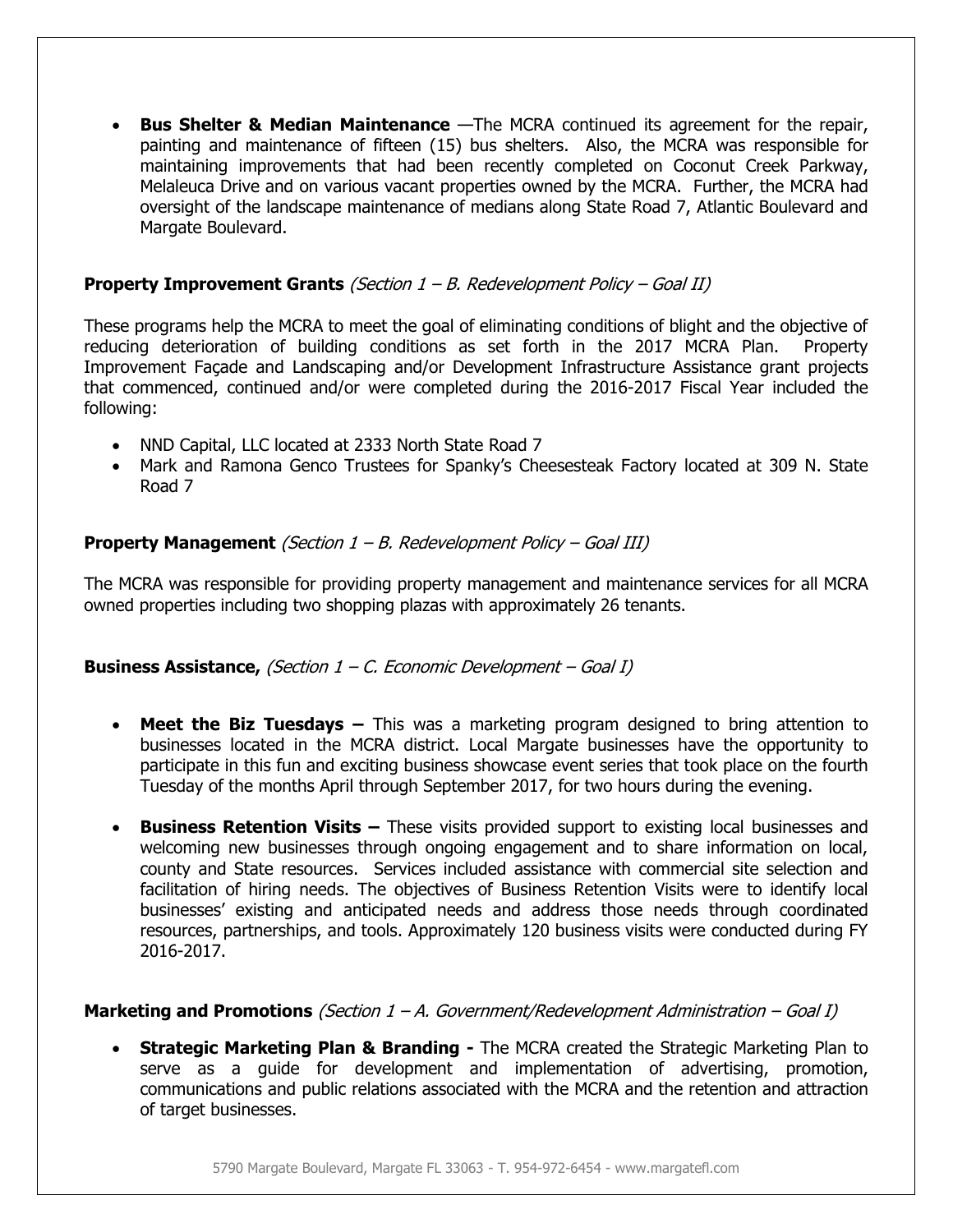- **Bus Shelter & Median Maintenance** —The MCRA continued its agreement for the repair, painting and maintenance of fifteen (15) bus shelters. Also, the MCRA was responsible for maintaining improvements that had been recently completed on Coconut Creek Parkway, Melaleuca Drive and on various vacant properties owned by the MCRA. Further, the MCRA had oversight of the landscape maintenance of medians along State Road 7, Atlantic Boulevard and Margate Boulevard.

**Property Improvement Grants** *(Section 1 – B. Redevelopment Policy – Goal II)*

These programs help the MCRA to meet the goal of eliminating conditions of blight and the objective of reducing deterioration of building conditions as set forth in the 2017 MCRA Plan. Property Improvement Façade and Landscaping and/or Development Infrastructure Assistance grant projects that commenced, continued and/or were completed during the 2016-2017 Fiscal Year included the following:

- NND Capital, LLC located at 2333 North State Road 7
- Mark and Ramona Genco Trustees for Spanky's Cheesesteak Factory located at 309 N. State Road 7

**Property Management** *(Section 1 – B. Redevelopment Policy – Goal III)*

The MCRA was responsible for providing property management and maintenance services for all MCRA owned properties including two shopping plazas with approximately 26 tenants.

**Business Assistance,** *(Section 1 – C. Economic Development – Goal I)*

- **Meet the Biz Tuesdays –** This was a marketing program designed to bring attention to businesses located in the MCRA district. Local Margate businesses have the opportunity to participate in this fun and exciting business showcase event series that took place on the fourth Tuesday of the months April through September 2017, for two hours during the evening.
- **Business Retention Visits –** These visits provided support to existing local businesses and welcoming new businesses through ongoing engagement and to share information on local, county and State resources. Services included assistance with commercial site selection and facilitation of hiring needs. The objectives of Business Retention Visits were to identify local businesses' existing and anticipated needs and address those needs through coordinated resources, partnerships, and tools. Approximately 120 business visits were conducted during FY 2016-2017.

**Marketing and Promotions** *(Section 1 – A. Government/Redevelopment Administration – Goal I)*

- **Strategic Marketing Plan & Branding -** The MCRA created the Strategic Marketing Plan to serve as a guide for development and implementation of advertising, promotion, communications and public relations associated with the MCRA and the retention and attraction of target businesses.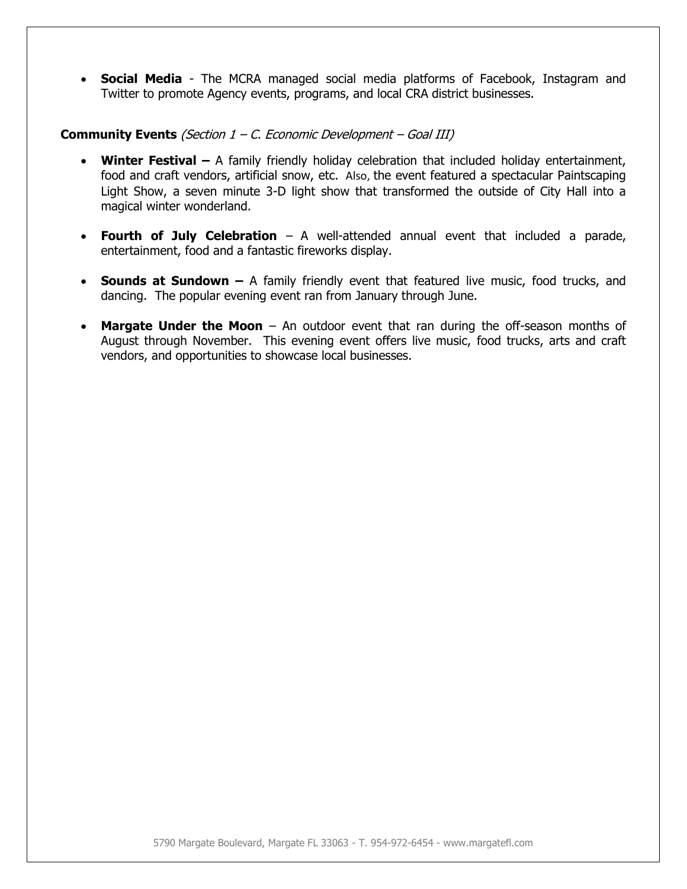- **Social Media** - The MCRA managed social media platforms of Facebook, Instagram and Twitter to promote Agency events, programs, and local CRA district businesses.

**Community Events** *(Section 1 – C. Economic Development – Goal III)*

- **Winter Festival –** A family friendly holiday celebration that included holiday entertainment, food and craft vendors, artificial snow, etc. Also, the event featured a spectacular Paintscaping Light Show, a seven minute 3-D light show that transformed the outside of City Hall into a magical winter wonderland.

- **Fourth of July Celebration** – A well-attended annual event that included a parade, entertainment, food and a fantastic fireworks display.

- **Sounds at Sundown –** A family friendly event that featured live music, food trucks, and dancing. The popular evening event ran from January through June.

- **Margate Under the Moon** – An outdoor event that ran during the off-season months of August through November. This evening event offers live music, food trucks, arts and craft vendors, and opportunities to showcase local businesses.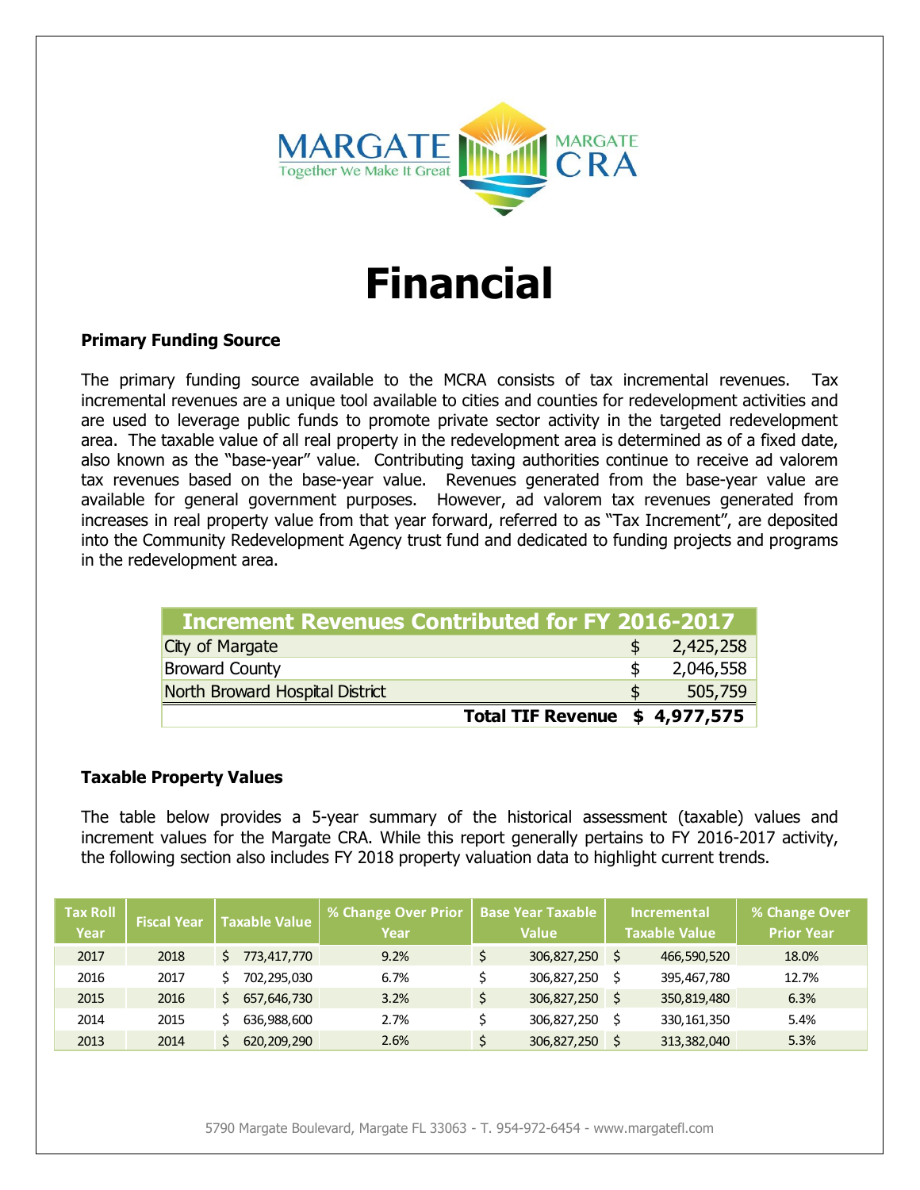# Financial

### Primary Funding Source

The primary funding source available to the MCRA consists of tax incremental revenues. Tax incremental revenues are a unique tool available to cities and counties for redevelopment activities and are used to leverage public funds to promote private sector activity in the targeted redevelopment area. The taxable value of all real property in the redevelopment area is determined as of a fixed date, also known as the "base-year" value. Contributing taxing authorities continue to receive ad valorem tax revenues based on the base-year value. Revenues generated from the base-year value are available for general government purposes. However, ad valorem tax revenues generated from increases in real property value from that year forward, referred to as "Tax Increment", are deposited into the Community Redevelopment Agency trust fund and dedicated to funding projects and programs in the redevelopment area.

| Increment Revenues Contributed for FY 2016-2017 | |
|---|---|
| City of Margate | $ 2,425,258 |
| Broward County | $ 2,046,558 |
| North Broward Hospital District | $ 505,759 |
| **Total TIF Revenue** | **$ 4,977,575** |

### Taxable Property Values

The table below provides a 5-year summary of the historical assessment (taxable) values and increment values for the Margate CRA. While this report generally pertains to FY 2016-2017 activity, the following section also includes FY 2018 property valuation data to highlight current trends.

| Tax Roll Year | Fiscal Year | Taxable Value | % Change Over Prior Year | Base Year Taxable Value | Incremental Taxable Value | % Change Over Prior Year |
|---|---|---|---|---|---|---|
| 2017 | 2018 | $ 773,417,770 | 9.2% | $ 306,827,250 | $ 466,590,520 | 18.0% |
| 2016 | 2017 | $ 702,295,030 | 6.7% | $ 306,827,250 | $ 395,467,780 | 12.7% |
| 2015 | 2016 | $ 657,646,730 | 3.2% | $ 306,827,250 | $ 350,819,480 | 6.3% |
| 2014 | 2015 | $ 636,988,600 | 2.7% | $ 306,827,250 | $ 330,161,350 | 5.4% |
| 2013 | 2014 | $ 620,209,290 | 2.6% | $ 306,827,250 | $ 313,382,040 | 5.3% |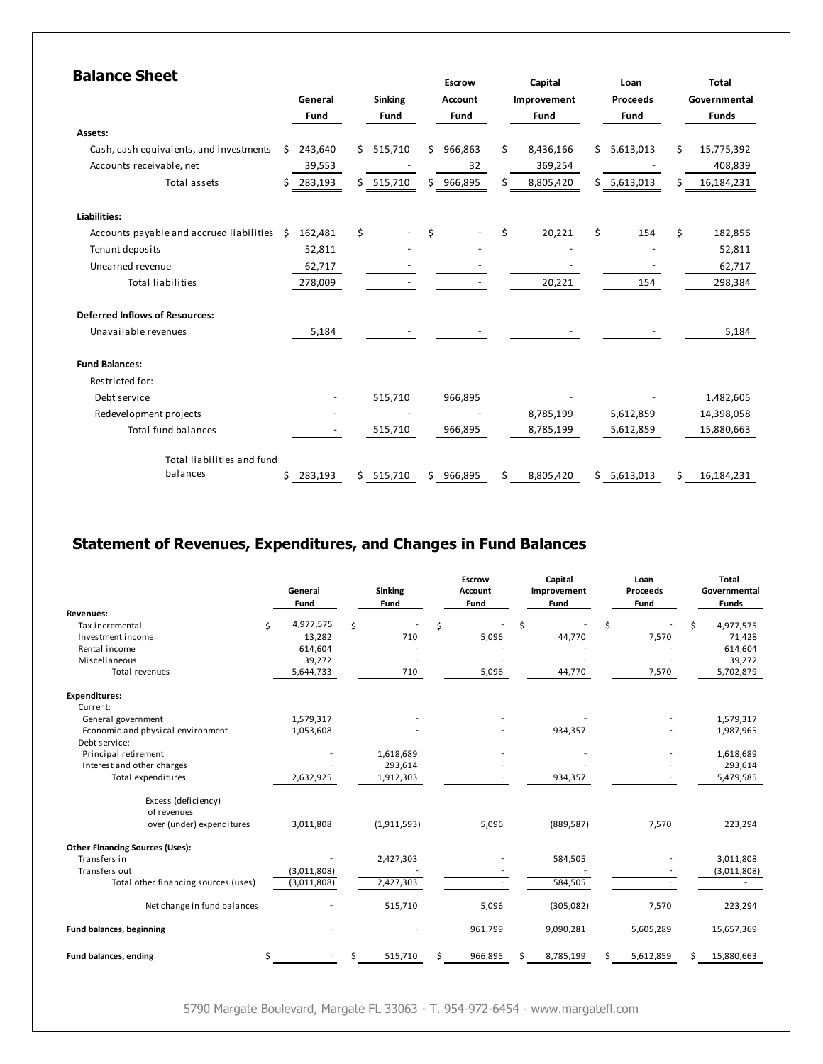## Balance Sheet

| | General Fund | Sinking Fund | Escrow Account Fund | Capital Improvement Fund | Loan Proceeds Fund | Total Governmental Funds |
|---|---|---|---|---|---|---|
| **Assets:** | | | | | | |
| Cash, cash equivalents, and investments | $ 243,640 | $ 515,710 | $ 966,863 | $ 8,436,166 | $ 5,613,013 | $ 15,775,392 |
| Accounts receivable, net | 39,553 | - | 32 | 369,254 | - | 408,839 |
| Total assets | $ 283,193 | $ 515,710 | $ 966,895 | $ 8,805,420 | $ 5,613,013 | $ 16,184,231 |
| **Liabilities:** | | | | | | |
| Accounts payable and accrued liabilities | $ 162,481 | $ - | $ - | $ 20,221 | $ 154 | $ 182,856 |
| Tenant deposits | 52,811 | - | - | - | - | 52,811 |
| Unearned revenue | 62,717 | - | - | - | - | 62,717 |
| Total liabilities | 278,009 | - | - | 20,221 | 154 | 298,384 |
| **Deferred Inflows of Resources:** | | | | | | |
| Unavailable revenues | 5,184 | - | - | - | - | 5,184 |
| **Fund Balances:** | | | | | | |
| Restricted for: | | | | | | |
| Debt service | - | 515,710 | 966,895 | - | - | 1,482,605 |
| Redevelopment projects | - | - | - | 8,785,199 | 5,612,859 | 14,398,058 |
| Total fund balances | - | 515,710 | 966,895 | 8,785,199 | 5,612,859 | 15,880,663 |
| Total liabilities and fund balances | $ 283,193 | $ 515,710 | $ 966,895 | $ 8,805,420 | $ 5,613,013 | $ 16,184,231 |

## Statement of Revenues, Expenditures, and Changes in Fund Balances

| | General Fund | Sinking Fund | Escrow Account Fund | Capital Improvement Fund | Loan Proceeds Fund | Total Governmental Funds |
|---|---|---|---|---|---|---|
| **Revenues:** | | | | | | |
| Tax incremental | $ 4,977,575 | $ - | $ - | $ - | $ - | $ 4,977,575 |
| Investment income | 13,282 | 710 | 5,096 | 44,770 | 7,570 | 71,428 |
| Rental income | 614,604 | - | - | - | - | 614,604 |
| Miscellaneous | 39,272 | - | - | - | - | 39,272 |
| Total revenues | 5,644,733 | 710 | 5,096 | 44,770 | 7,570 | 5,702,879 |
| **Expenditures:** | | | | | | |
| Current: | | | | | | |
| General government | 1,579,317 | - | - | - | - | 1,579,317 |
| Economic and physical environment | 1,053,608 | - | - | 934,357 | - | 1,987,965 |
| Debt service: | | | | | | |
| Principal retirement | - | 1,618,689 | - | - | - | 1,618,689 |
| Interest and other charges | - | 293,614 | - | - | - | 293,614 |
| Total expenditures | 2,632,925 | 1,912,303 | - | 934,357 | - | 5,479,585 |
| Excess (deficiency) of revenues over (under) expenditures | 3,011,808 | (1,911,593) | 5,096 | (889,587) | 7,570 | 223,294 |
| **Other Financing Sources (Uses):** | | | | | | |
| Transfers in | - | 2,427,303 | - | 584,505 | - | 3,011,808 |
| Transfers out | (3,011,808) | - | - | - | - | (3,011,808) |
| Total other financing sources (uses) | (3,011,808) | 2,427,303 | - | 584,505 | - | - |
| Net change in fund balances | - | 515,710 | 5,096 | (305,082) | 7,570 | 223,294 |
| **Fund balances, beginning** | - | - | 961,799 | 9,090,281 | 5,605,289 | 15,657,369 |
| **Fund balances, ending** | $ - | $ 515,710 | $ 966,895 | $ 8,785,199 | $ 5,612,859 | $ 15,880,663 |

5790 Margate Boulevard, Margate FL 33063 - T. 954-972-6454 - www.margatefl.com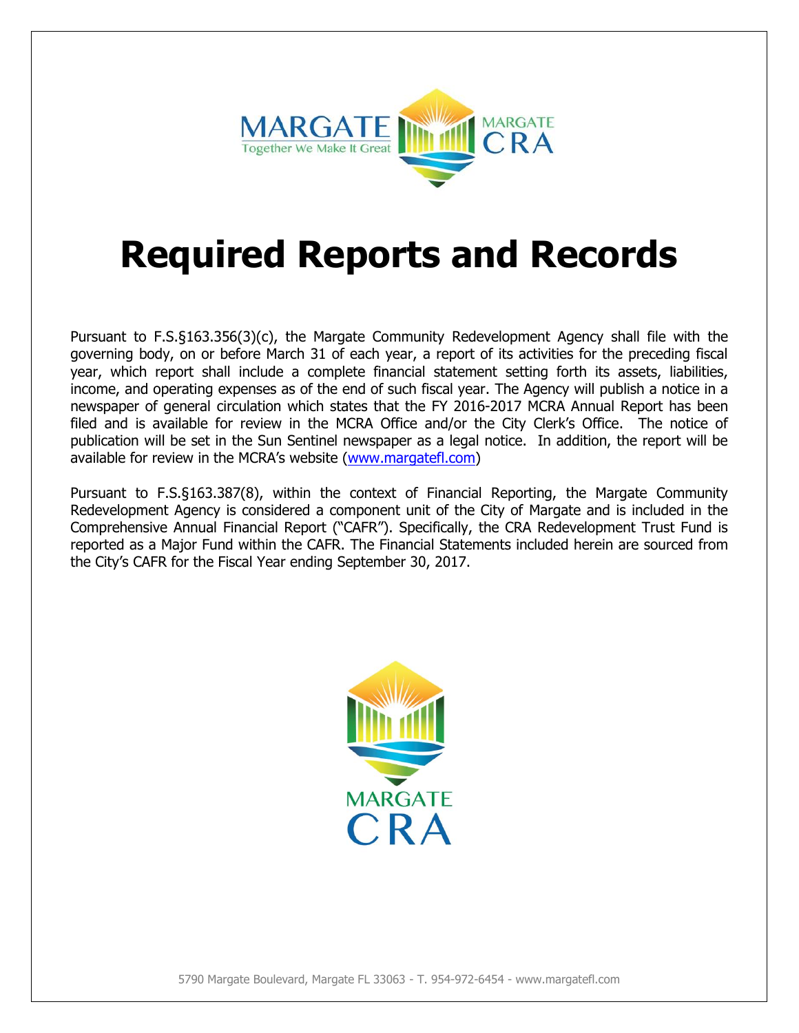# Required Reports and Records

Pursuant to F.S.§163.356(3)(c), the Margate Community Redevelopment Agency shall file with the governing body, on or before March 31 of each year, a report of its activities for the preceding fiscal year, which report shall include a complete financial statement setting forth its assets, liabilities, income, and operating expenses as of the end of such fiscal year. The Agency will publish a notice in a newspaper of general circulation which states that the FY 2016-2017 MCRA Annual Report has been filed and is available for review in the MCRA Office and/or the City Clerk's Office. The notice of publication will be set in the Sun Sentinel newspaper as a legal notice. In addition, the report will be available for review in the MCRA's website (www.margatefl.com)

Pursuant to F.S.§163.387(8), within the context of Financial Reporting, the Margate Community Redevelopment Agency is considered a component unit of the City of Margate and is included in the Comprehensive Annual Financial Report ("CAFR"). Specifically, the CRA Redevelopment Trust Fund is reported as a Major Fund within the CAFR. The Financial Statements included herein are sourced from the City's CAFR for the Fiscal Year ending September 30, 2017.

5790 Margate Boulevard, Margate FL 33063 - T. 954-972-6454 - www.margatefl.com